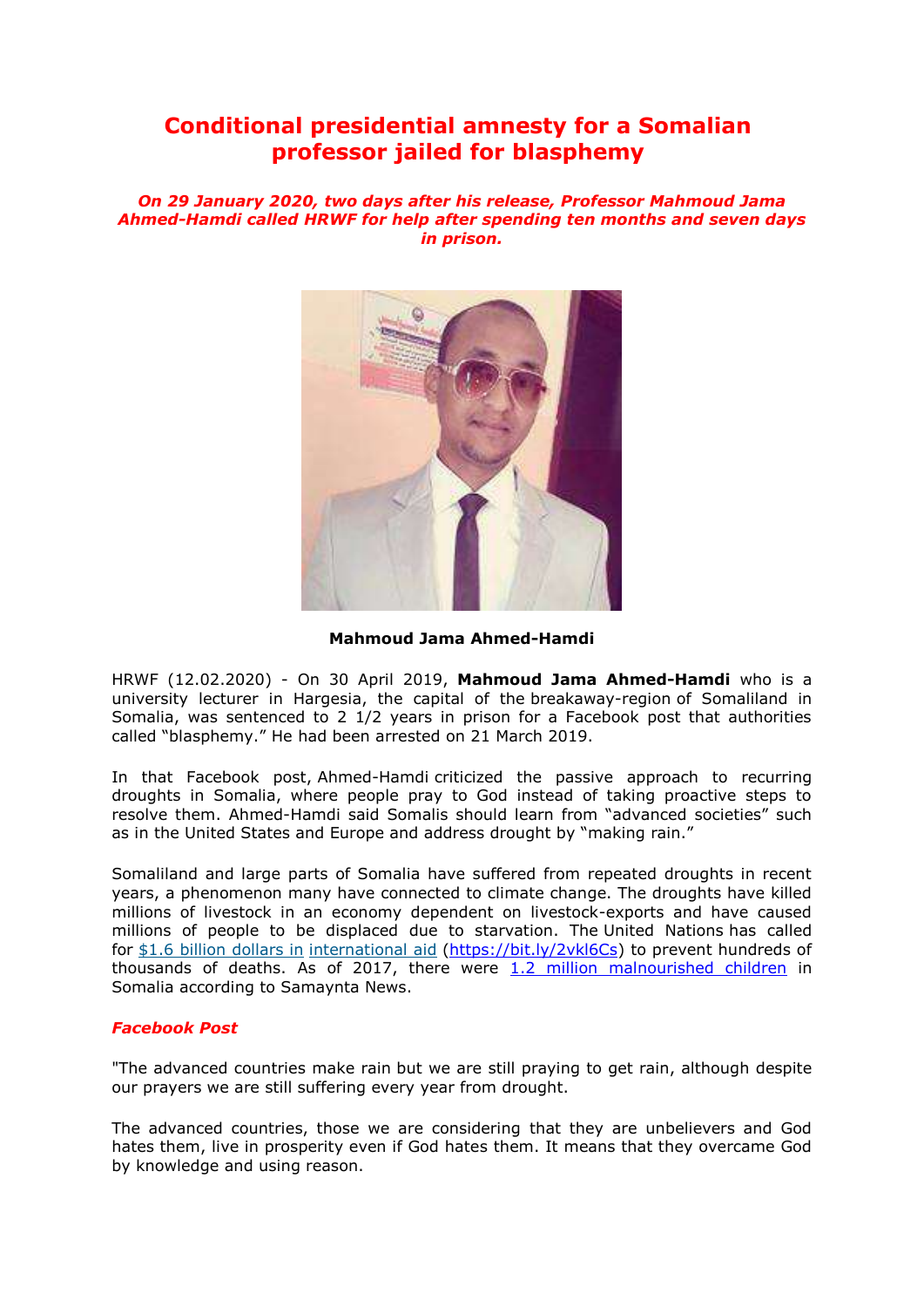# Conditional presidential amnesty for a Somalian professor jailed for blasphemy

***On 29 January 2020, two days after his release, Professor Mahmoud Jama Ahmed-Hamdi called HRWF for help after spending ten months and seven days in prison.***

**Mahmoud Jama Ahmed-Hamdi**

HRWF (12.02.2020) - On 30 April 2019, **Mahmoud Jama Ahmed-Hamdi** who is a university lecturer in Hargesia, the capital of the breakaway-region of Somaliland in Somalia, was sentenced to 2 1/2 years in prison for a Facebook post that authorities called "blasphemy." He had been arrested on 21 March 2019.

In that Facebook post, Ahmed-Hamdi criticized the passive approach to recurring droughts in Somalia, where people pray to God instead of taking proactive steps to resolve them. Ahmed-Hamdi said Somalis should learn from "advanced societies" such as in the United States and Europe and address drought by "making rain."

Somaliland and large parts of Somalia have suffered from repeated droughts in recent years, a phenomenon many have connected to climate change. The droughts have killed millions of livestock in an economy dependent on livestock-exports and have caused millions of people to be displaced due to starvation. The United Nations has called for $1.6 billion dollars in international aid (https://bit.ly/2vkl6Cs) to prevent hundreds of thousands of deaths. As of 2017, there were 1.2 million malnourished children in Somalia according to Samaynta News.

### *Facebook Post*

"The advanced countries make rain but we are still praying to get rain, although despite our prayers we are still suffering every year from drought.

The advanced countries, those we are considering that they are unbelievers and God hates them, live in prosperity even if God hates them. It means that they overcame God by knowledge and using reason.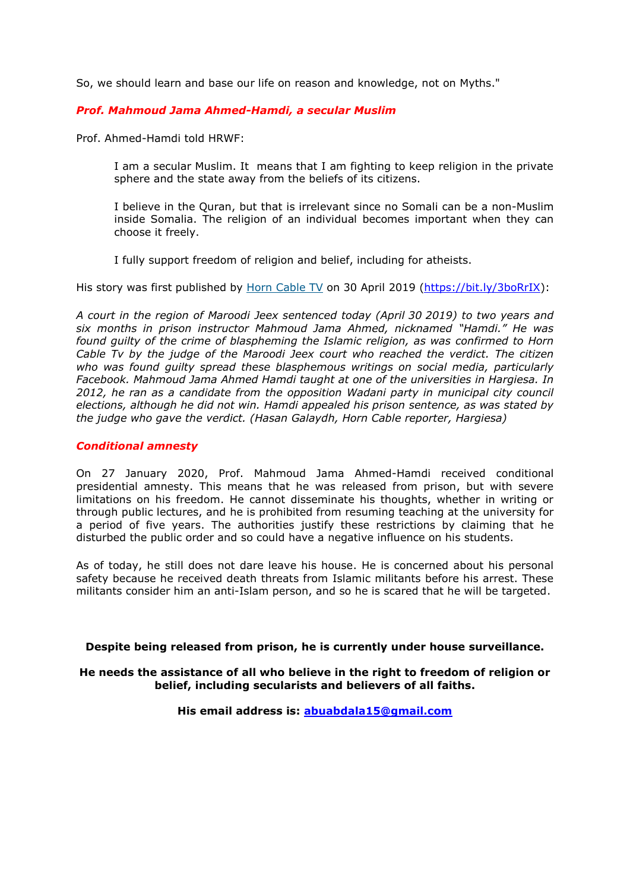So, we should learn and base our life on reason and knowledge, not on Myths."

### ***Prof. Mahmoud Jama Ahmed-Hamdi, a secular Muslim***

Prof. Ahmed-Hamdi told HRWF:

> I am a secular Muslim. It means that I am fighting to keep religion in the private sphere and the state away from the beliefs of its citizens.
>
> I believe in the Quran, but that is irrelevant since no Somali can be a non-Muslim inside Somalia. The religion of an individual becomes important when they can choose it freely.
>
> I fully support freedom of religion and belief, including for atheists.

His story was first published by [Horn Cable TV](https://bit.ly/3boRrIX) on 30 April 2019 ([https://bit.ly/3boRrIX](https://bit.ly/3boRrIX)):

*A court in the region of Maroodi Jeex sentenced today (April 30 2019) to two years and six months in prison instructor Mahmoud Jama Ahmed, nicknamed "Hamdi." He was found guilty of the crime of blaspheming the Islamic religion, as was confirmed to Horn Cable Tv by the judge of the Maroodi Jeex court who reached the verdict. The citizen who was found guilty spread these blasphemous writings on social media, particularly Facebook. Mahmoud Jama Ahmed Hamdi taught at one of the universities in Hargiesa. In 2012, he ran as a candidate from the opposition Wadani party in municipal city council elections, although he did not win. Hamdi appealed his prison sentence, as was stated by the judge who gave the verdict. (Hasan Galaydh, Horn Cable reporter, Hargiesa)*

### ***Conditional amnesty***

On 27 January 2020, Prof. Mahmoud Jama Ahmed-Hamdi received conditional presidential amnesty. This means that he was released from prison, but with severe limitations on his freedom. He cannot disseminate his thoughts, whether in writing or through public lectures, and he is prohibited from resuming teaching at the university for a period of five years. The authorities justify these restrictions by claiming that he disturbed the public order and so could have a negative influence on his students.

As of today, he still does not dare leave his house. He is concerned about his personal safety because he received death threats from Islamic militants before his arrest. These militants consider him an anti-Islam person, and so he is scared that he will be targeted.

**Despite being released from prison, he is currently under house surveillance.**

**He needs the assistance of all who believe in the right to freedom of religion or belief, including secularists and believers of all faiths.**

**His email address is: [abuabdala15@gmail.com](mailto:abuabdala15@gmail.com)**